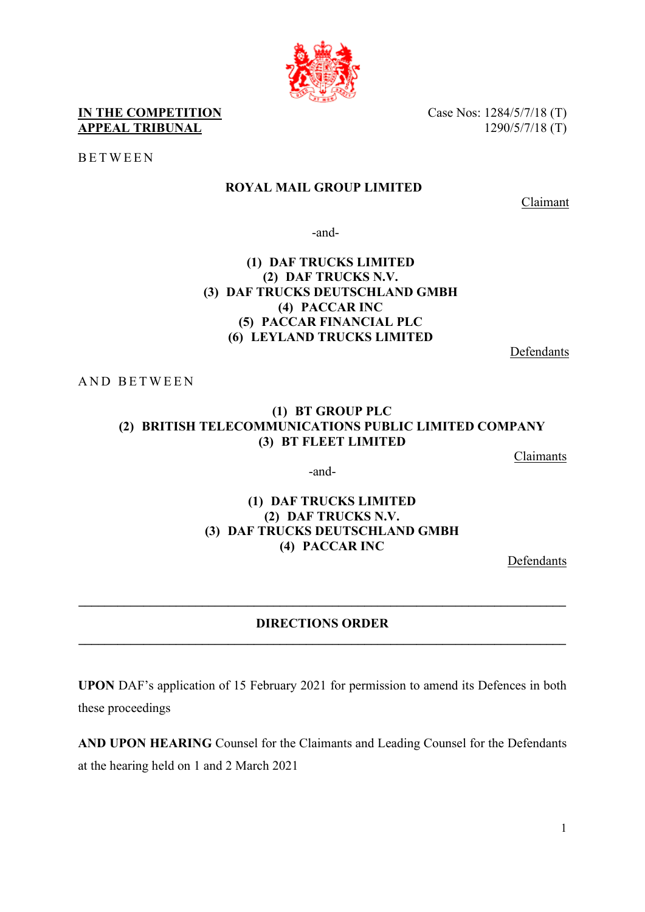**IN THE COMPETITION APPEAL TRIBUNAL**

Case Nos: 1284/5/7/18 (T)
1290/5/7/18 (T)

BETWEEN

**ROYAL MAIL GROUP LIMITED**

Claimant

-and-

**(1) DAF TRUCKS LIMITED**
**(2) DAF TRUCKS N.V.**
**(3) DAF TRUCKS DEUTSCHLAND GMBH**
**(4) PACCAR INC**
**(5) PACCAR FINANCIAL PLC**
**(6) LEYLAND TRUCKS LIMITED**

Defendants

AND BETWEEN

**(1) BT GROUP PLC**
**(2) BRITISH TELECOMMUNICATIONS PUBLIC LIMITED COMPANY**
**(3) BT FLEET LIMITED**

Claimants

-and-

**(1) DAF TRUCKS LIMITED**
**(2) DAF TRUCKS N.V.**
**(3) DAF TRUCKS DEUTSCHLAND GMBH**
**(4) PACCAR INC**

Defendants

---

**DIRECTIONS ORDER**

---

**UPON** DAF's application of 15 February 2021 for permission to amend its Defences in both these proceedings

**AND UPON HEARING** Counsel for the Claimants and Leading Counsel for the Defendants at the hearing held on 1 and 2 March 2021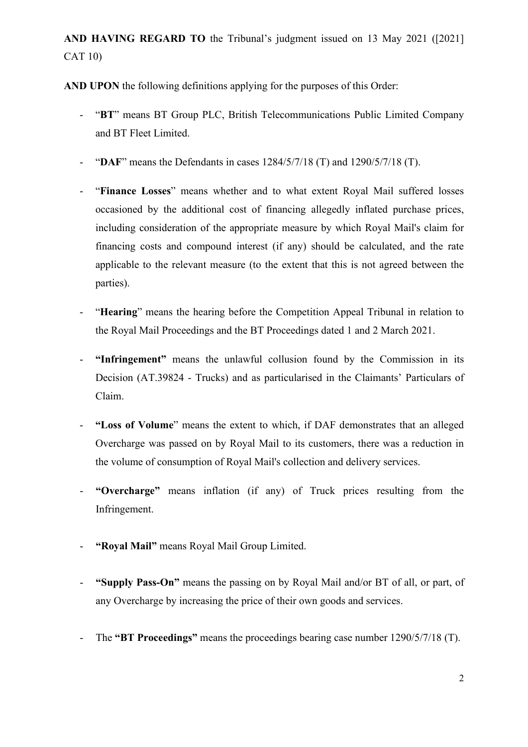**AND HAVING REGARD TO** the Tribunal's judgment issued on 13 May 2021 ([2021] CAT 10)

**AND UPON** the following definitions applying for the purposes of this Order:

- "**BT**" means BT Group PLC, British Telecommunications Public Limited Company and BT Fleet Limited.
- "**DAF**" means the Defendants in cases 1284/5/7/18 (T) and 1290/5/7/18 (T).
- "**Finance Losses**" means whether and to what extent Royal Mail suffered losses occasioned by the additional cost of financing allegedly inflated purchase prices, including consideration of the appropriate measure by which Royal Mail's claim for financing costs and compound interest (if any) should be calculated, and the rate applicable to the relevant measure (to the extent that this is not agreed between the parties).
- "**Hearing**" means the hearing before the Competition Appeal Tribunal in relation to the Royal Mail Proceedings and the BT Proceedings dated 1 and 2 March 2021.
- **"Infringement"** means the unlawful collusion found by the Commission in its Decision (AT.39824 - Trucks) and as particularised in the Claimants' Particulars of Claim.
- **"Loss of Volume"** means the extent to which, if DAF demonstrates that an alleged Overcharge was passed on by Royal Mail to its customers, there was a reduction in the volume of consumption of Royal Mail's collection and delivery services.
- **"Overcharge"** means inflation (if any) of Truck prices resulting from the Infringement.
- **"Royal Mail"** means Royal Mail Group Limited.
- **"Supply Pass-On"** means the passing on by Royal Mail and/or BT of all, or part, of any Overcharge by increasing the price of their own goods and services.
- The **"BT Proceedings"** means the proceedings bearing case number 1290/5/7/18 (T).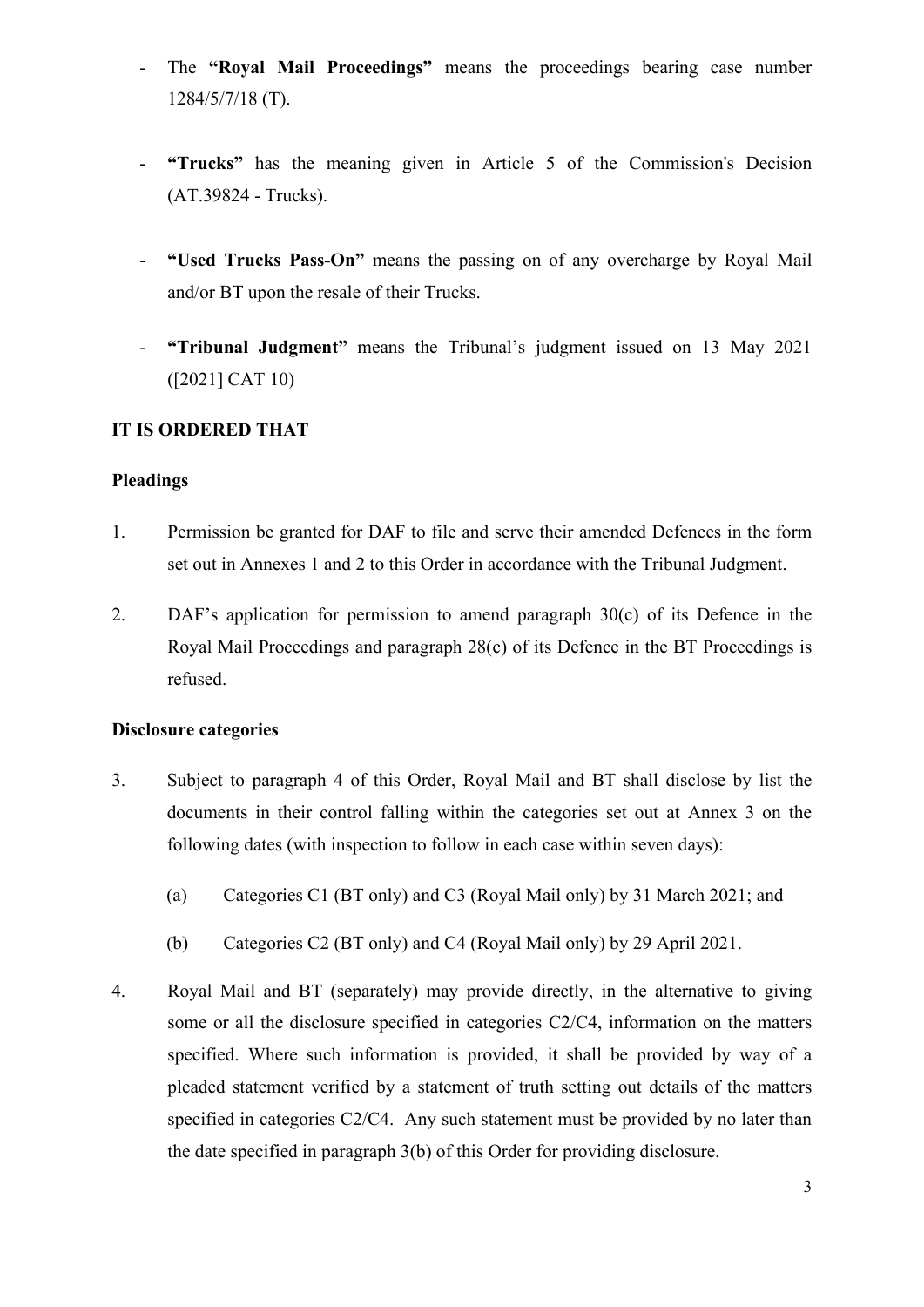- The **"Royal Mail Proceedings"** means the proceedings bearing case number 1284/5/7/18 (T).

- **"Trucks"** has the meaning given in Article 5 of the Commission's Decision (AT.39824 - Trucks).

- **"Used Trucks Pass-On"** means the passing on of any overcharge by Royal Mail and/or BT upon the resale of their Trucks.

- **"Tribunal Judgment"** means the Tribunal's judgment issued on 13 May 2021 ([2021] CAT 10)

**IT IS ORDERED THAT**

**Pleadings**

1. Permission be granted for DAF to file and serve their amended Defences in the form set out in Annexes 1 and 2 to this Order in accordance with the Tribunal Judgment.

2. DAF's application for permission to amend paragraph 30(c) of its Defence in the Royal Mail Proceedings and paragraph 28(c) of its Defence in the BT Proceedings is refused.

**Disclosure categories**

3. Subject to paragraph 4 of this Order, Royal Mail and BT shall disclose by list the documents in their control falling within the categories set out at Annex 3 on the following dates (with inspection to follow in each case within seven days):

   (a) Categories C1 (BT only) and C3 (Royal Mail only) by 31 March 2021; and

   (b) Categories C2 (BT only) and C4 (Royal Mail only) by 29 April 2021.

4. Royal Mail and BT (separately) may provide directly, in the alternative to giving some or all the disclosure specified in categories C2/C4, information on the matters specified. Where such information is provided, it shall be provided by way of a pleaded statement verified by a statement of truth setting out details of the matters specified in categories C2/C4. Any such statement must be provided by no later than the date specified in paragraph 3(b) of this Order for providing disclosure.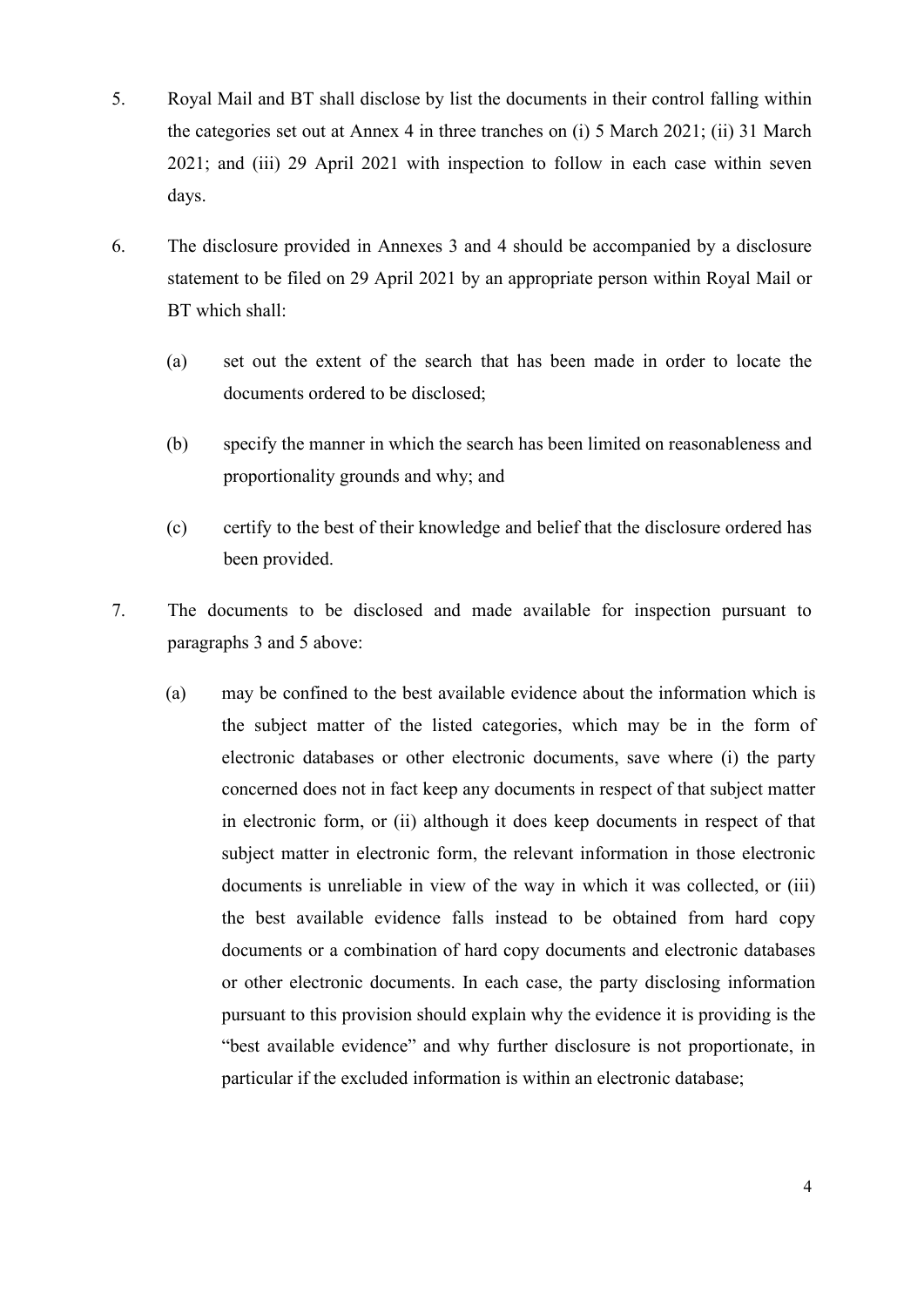5. Royal Mail and BT shall disclose by list the documents in their control falling within the categories set out at Annex 4 in three tranches on (i) 5 March 2021; (ii) 31 March 2021; and (iii) 29 April 2021 with inspection to follow in each case within seven days.

6. The disclosure provided in Annexes 3 and 4 should be accompanied by a disclosure statement to be filed on 29 April 2021 by an appropriate person within Royal Mail or BT which shall:

   (a) set out the extent of the search that has been made in order to locate the documents ordered to be disclosed;

   (b) specify the manner in which the search has been limited on reasonableness and proportionality grounds and why; and

   (c) certify to the best of their knowledge and belief that the disclosure ordered has been provided.

7. The documents to be disclosed and made available for inspection pursuant to paragraphs 3 and 5 above:

   (a) may be confined to the best available evidence about the information which is the subject matter of the listed categories, which may be in the form of electronic databases or other electronic documents, save where (i) the party concerned does not in fact keep any documents in respect of that subject matter in electronic form, or (ii) although it does keep documents in respect of that subject matter in electronic form, the relevant information in those electronic documents is unreliable in view of the way in which it was collected, or (iii) the best available evidence falls instead to be obtained from hard copy documents or a combination of hard copy documents and electronic databases or other electronic documents. In each case, the party disclosing information pursuant to this provision should explain why the evidence it is providing is the "best available evidence" and why further disclosure is not proportionate, in particular if the excluded information is within an electronic database;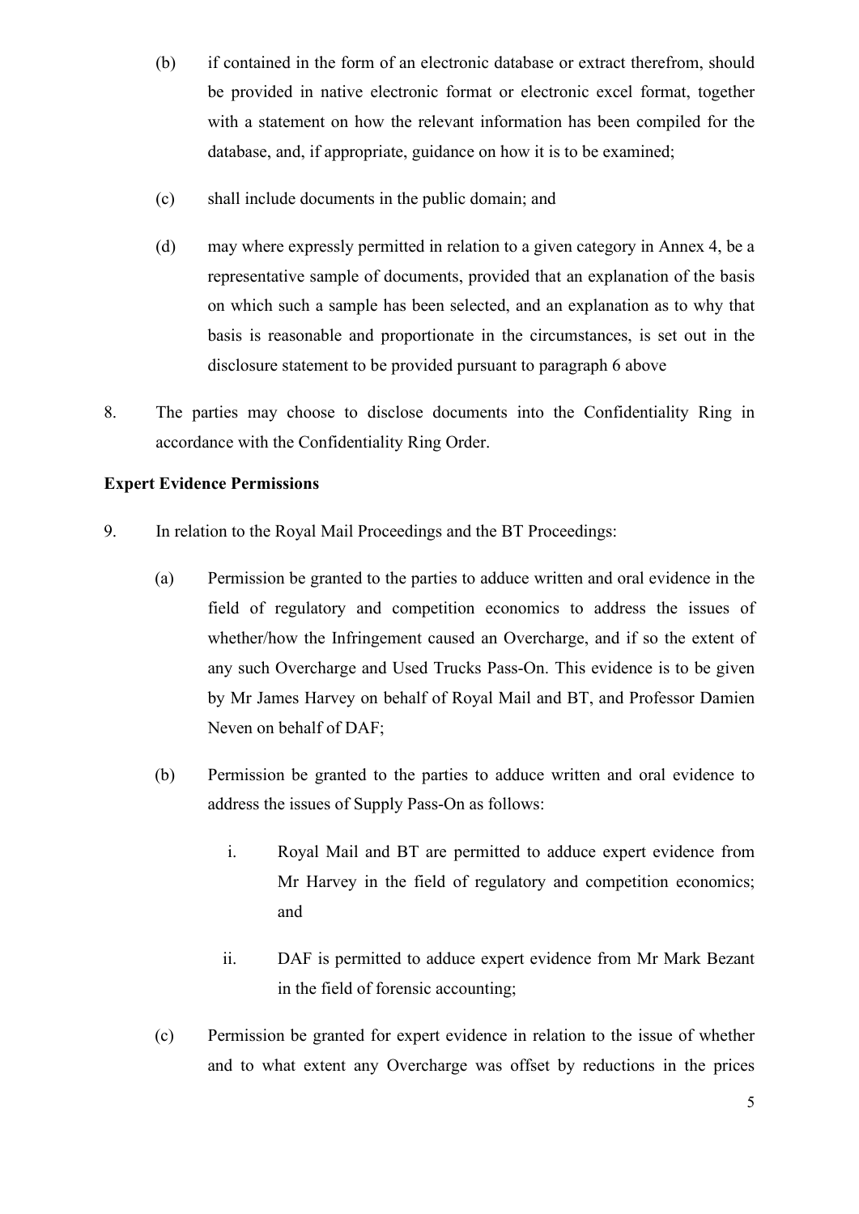(b) if contained in the form of an electronic database or extract therefrom, should be provided in native electronic format or electronic excel format, together with a statement on how the relevant information has been compiled for the database, and, if appropriate, guidance on how it is to be examined;

(c) shall include documents in the public domain; and

(d) may where expressly permitted in relation to a given category in Annex 4, be a representative sample of documents, provided that an explanation of the basis on which such a sample has been selected, and an explanation as to why that basis is reasonable and proportionate in the circumstances, is set out in the disclosure statement to be provided pursuant to paragraph 6 above

8. The parties may choose to disclose documents into the Confidentiality Ring in accordance with the Confidentiality Ring Order.

**Expert Evidence Permissions**

9. In relation to the Royal Mail Proceedings and the BT Proceedings:

   (a) Permission be granted to the parties to adduce written and oral evidence in the field of regulatory and competition economics to address the issues of whether/how the Infringement caused an Overcharge, and if so the extent of any such Overcharge and Used Trucks Pass-On. This evidence is to be given by Mr James Harvey on behalf of Royal Mail and BT, and Professor Damien Neven on behalf of DAF;

   (b) Permission be granted to the parties to adduce written and oral evidence to address the issues of Supply Pass-On as follows:

      i. Royal Mail and BT are permitted to adduce expert evidence from Mr Harvey in the field of regulatory and competition economics; and

      ii. DAF is permitted to adduce expert evidence from Mr Mark Bezant in the field of forensic accounting;

   (c) Permission be granted for expert evidence in relation to the issue of whether and to what extent any Overcharge was offset by reductions in the prices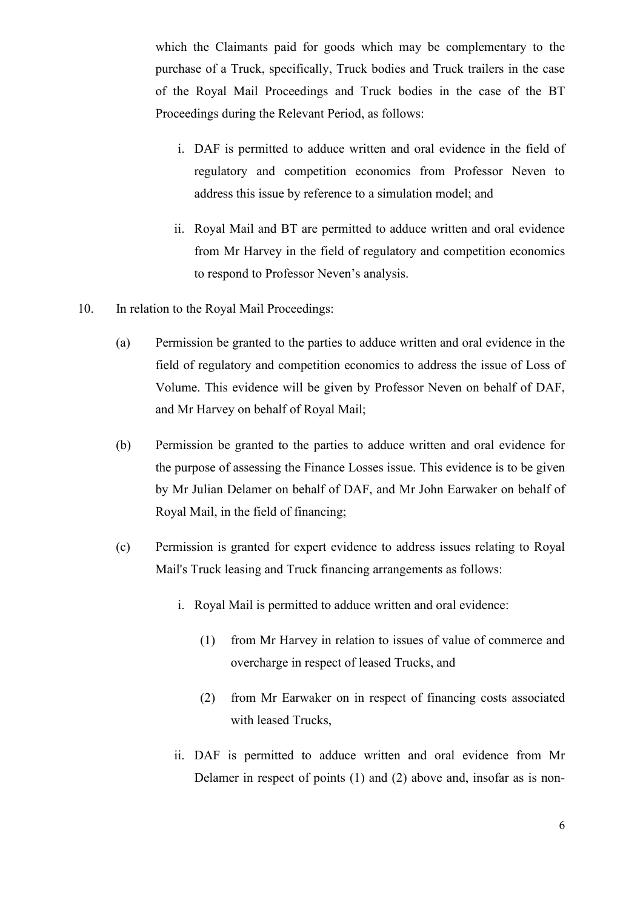which the Claimants paid for goods which may be complementary to the purchase of a Truck, specifically, Truck bodies and Truck trailers in the case of the Royal Mail Proceedings and Truck bodies in the case of the BT Proceedings during the Relevant Period, as follows:

i. DAF is permitted to adduce written and oral evidence in the field of regulatory and competition economics from Professor Neven to address this issue by reference to a simulation model; and

ii. Royal Mail and BT are permitted to adduce written and oral evidence from Mr Harvey in the field of regulatory and competition economics to respond to Professor Neven's analysis.

10. In relation to the Royal Mail Proceedings:

(a) Permission be granted to the parties to adduce written and oral evidence in the field of regulatory and competition economics to address the issue of Loss of Volume. This evidence will be given by Professor Neven on behalf of DAF, and Mr Harvey on behalf of Royal Mail;

(b) Permission be granted to the parties to adduce written and oral evidence for the purpose of assessing the Finance Losses issue. This evidence is to be given by Mr Julian Delamer on behalf of DAF, and Mr John Earwaker on behalf of Royal Mail, in the field of financing;

(c) Permission is granted for expert evidence to address issues relating to Royal Mail's Truck leasing and Truck financing arrangements as follows:

i. Royal Mail is permitted to adduce written and oral evidence:

(1) from Mr Harvey in relation to issues of value of commerce and overcharge in respect of leased Trucks, and

(2) from Mr Earwaker on in respect of financing costs associated with leased Trucks,

ii. DAF is permitted to adduce written and oral evidence from Mr Delamer in respect of points (1) and (2) above and, insofar as is non-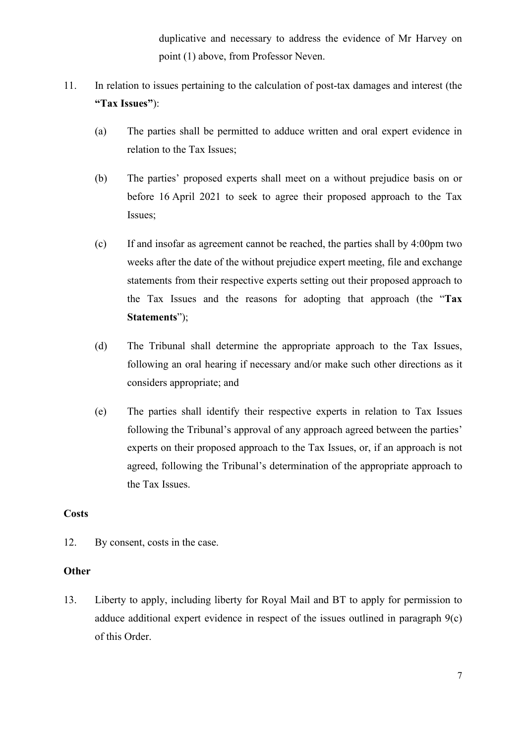duplicative and necessary to address the evidence of Mr Harvey on point (1) above, from Professor Neven.

11. In relation to issues pertaining to the calculation of post-tax damages and interest (the **"Tax Issues"**):

    (a) The parties shall be permitted to adduce written and oral expert evidence in relation to the Tax Issues;

    (b) The parties' proposed experts shall meet on a without prejudice basis on or before 16 April 2021 to seek to agree their proposed approach to the Tax Issues;

    (c) If and insofar as agreement cannot be reached, the parties shall by 4:00pm two weeks after the date of the without prejudice expert meeting, file and exchange statements from their respective experts setting out their proposed approach to the Tax Issues and the reasons for adopting that approach (the "**Tax Statements**");

    (d) The Tribunal shall determine the appropriate approach to the Tax Issues, following an oral hearing if necessary and/or make such other directions as it considers appropriate; and

    (e) The parties shall identify their respective experts in relation to Tax Issues following the Tribunal's approval of any approach agreed between the parties' experts on their proposed approach to the Tax Issues, or, if an approach is not agreed, following the Tribunal's determination of the appropriate approach to the Tax Issues.

**Costs**

12. By consent, costs in the case.

**Other**

13. Liberty to apply, including liberty for Royal Mail and BT to apply for permission to adduce additional expert evidence in respect of the issues outlined in paragraph 9(c) of this Order.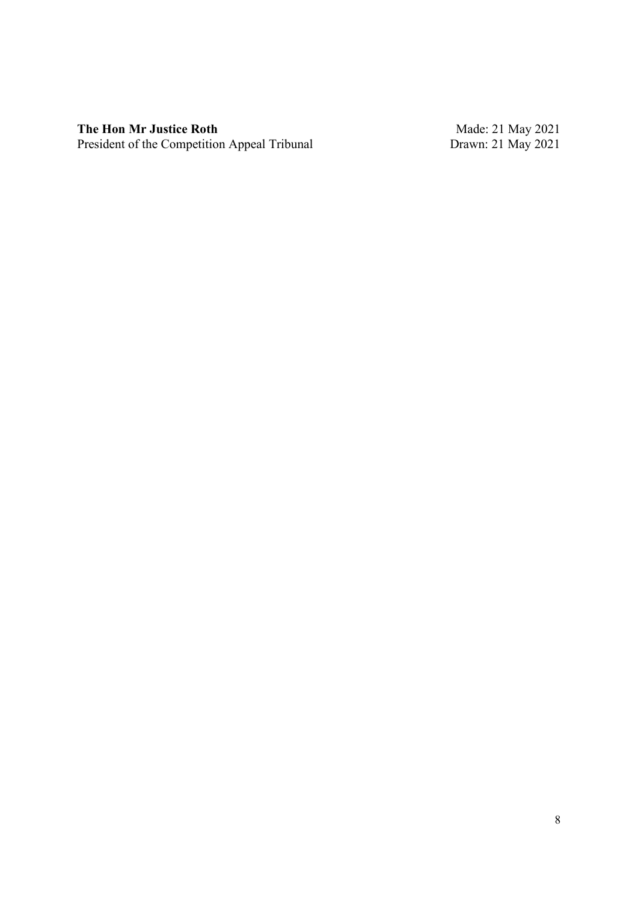**The Hon Mr Justice Roth**
President of the Competition Appeal Tribunal

Made: 21 May 2021
Drawn: 21 May 2021